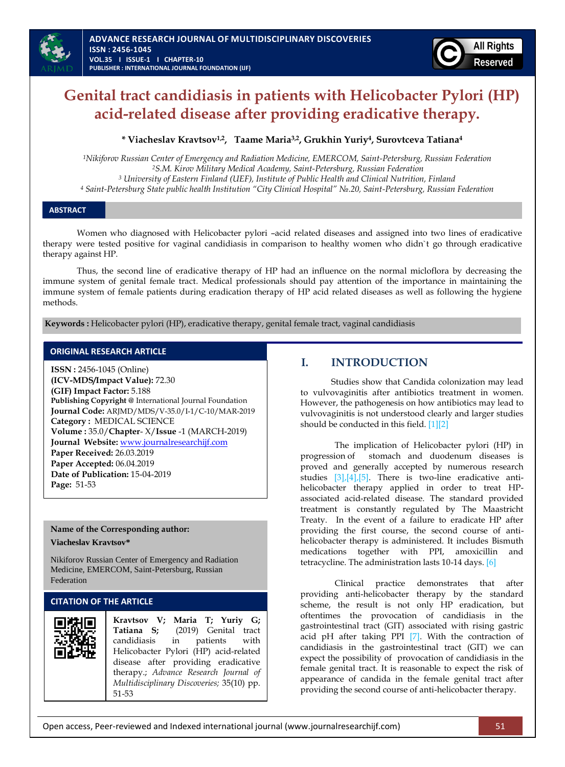# Genital tract candidiasis in patients with Helicobacter Pylori (HP) acid-related disease after providing eradicative therapy.

**\* Viacheslav Kravtsov[1,2], Taame Maria[3,2], Grukhin Yuriy[4], Surovtceva Tatiana[4]**

*[1]Nikiforov Russian Center of Emergency and Radiation Medicine, EMERCOM, Saint-Petersburg, Russian Federation*
*[2]S.M. Kirov Military Medical Academy, Saint-Petersburg, Russian Federation*
*[3] University of Eastern Finland (UEF), Institute of Public Health and Clinical Nutrition, Finland*
*[4] Saint-Petersburg State public health Institution "City Clinical Hospital" №.20, Saint-Petersburg, Russian Federation*

## ABSTRACT

Women who diagnosed with Helicobacter pylori –acid related diseases and assigned into two lines of eradicative therapy were tested positive for vaginal candidiasis in comparison to healthy women who didn`t go through eradicative therapy against HP.

Thus, the second line of eradicative therapy of HP had an influence on the normal micloflora by decreasing the immune system of genital female tract. Medical professionals should pay attention of the importance in maintaining the immune system of female patients during eradication therapy of HP acid related diseases as well as following the hygiene methods.

**Keywords :** Helicobacter pylori (HP), eradicative therapy, genital female tract, vaginal candidiasis

### ORIGINAL RESEARCH ARTICLE

**ISSN :** 2456-1045 (Online)
**(ICV-MDS/Impact Value):** 72.30
**(GIF) Impact Factor:** 5.188
**Publishing Copyright @** International Journal Foundation
**Journal Code:** ARJMD/MDS/V-35.0/I-1/C-10/MAR-2019
**Category :** MEDICAL SCIENCE
**Volume :** 35.0/**Chapter**- X/**Issue** -1 (MARCH-2019)
**Journal Website:** www.journalresearchijf.com
**Paper Received:** 26.03.2019
**Paper Accepted:** 06.04.2019
**Date of Publication:** 15-04-2019
**Page:** 51-53

**Name of the Corresponding author:**
**Viacheslav Kravtsov\***

Nikiforov Russian Center of Emergency and Radiation Medicine, EMERCOM, Saint-Petersburg, Russian Federation

### CITATION OF THE ARTICLE

**Kravtsov V; Maria T; Yuriy G; Tatiana S;** (2019) Genital tract candidiasis in patients with Helicobacter Pylori (HP) acid-related disease after providing eradicative therapy.; *Advance Research Journal of Multidisciplinary Discoveries;* 35(10) pp. 51-53

## I. INTRODUCTION

Studies show that Candida colonization may lead to vulvovaginitis after antibiotics treatment in women. However, the pathogenesis on how antibiotics may lead to vulvovaginitis is not understood clearly and larger studies should be conducted in this field. [1][2]

The implication of Helicobacter pylori (HP) in progression of stomach and duodenum diseases is proved and generally accepted by numerous research studies [3],[4],[5]. There is two-line eradicative anti-helicobacter therapy applied in order to treat HP-associated acid-related disease. The standard provided treatment is constantly regulated by The Maastricht Treaty. In the event of a failure to eradicate HP after providing the first course, the second course of anti-helicobacter therapy is administered. It includes Bismuth medications together with PPI, amoxicillin and tetracycline. The administration lasts 10-14 days. [6]

Clinical practice demonstrates that after providing anti-helicobacter therapy by the standard scheme, the result is not only HP eradication, but oftentimes the provocation of candidiasis in the gastrointestinal tract (GIT) associated with rising gastric acid pH after taking PPI [7]. With the contraction of candidiasis in the gastrointestinal tract (GIT) we can expect the possibility of provocation of candidiasis in the female genital tract. It is reasonable to expect the risk of appearance of candida in the female genital tract after providing the second course of anti-helicobacter therapy.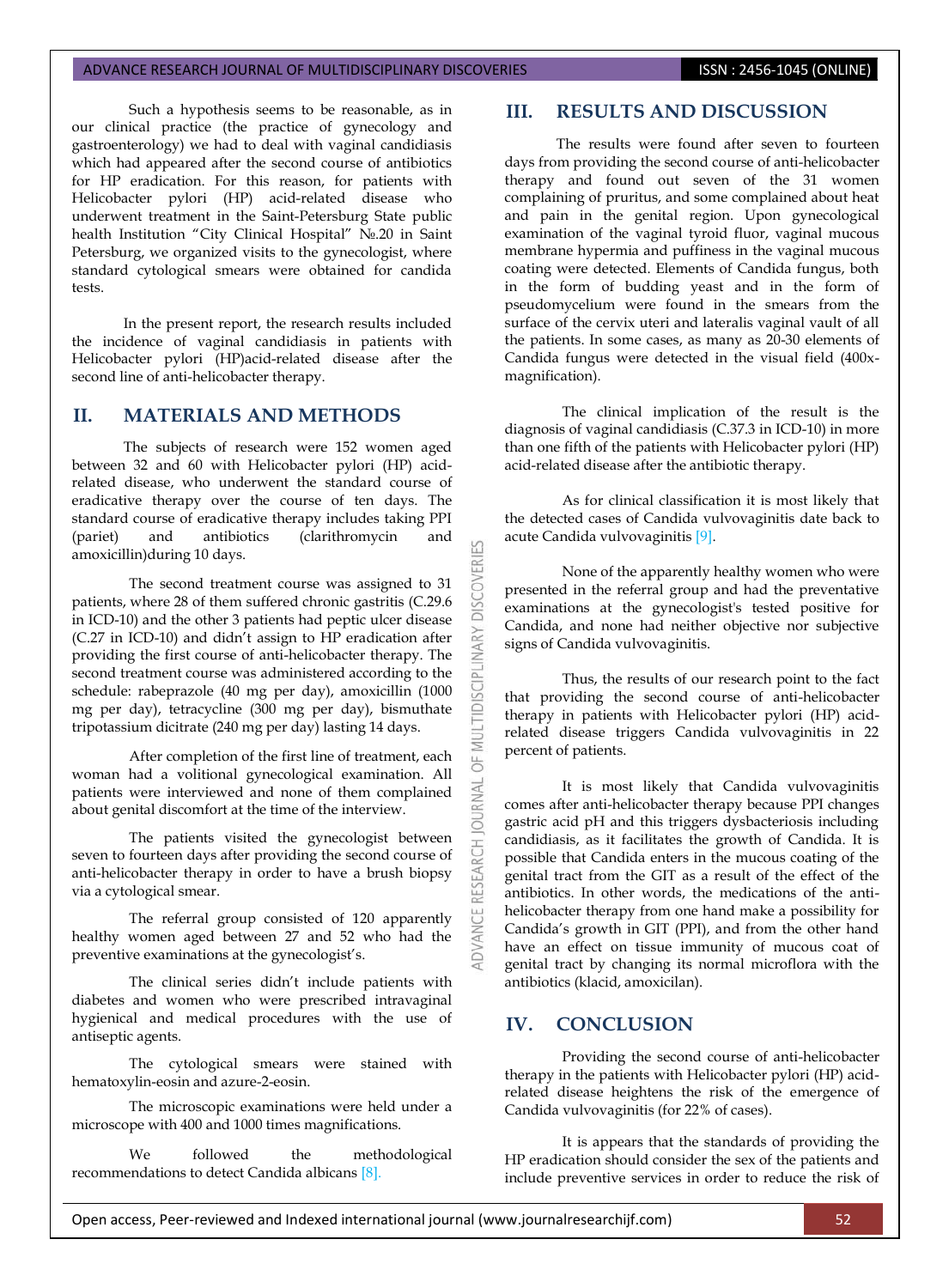Such a hypothesis seems to be reasonable, as in our clinical practice (the practice of gynecology and gastroenterology) we had to deal with vaginal candidiasis which had appeared after the second course of antibiotics for HP eradication. For this reason, for patients with Helicobacter pylori (HP) acid-related disease who underwent treatment in the Saint-Petersburg State public health Institution "City Clinical Hospital" №.20 in Saint Petersburg, we organized visits to the gynecologist, where standard cytological smears were obtained for candida tests.

In the present report, the research results included the incidence of vaginal candidiasis in patients with Helicobacter pylori (HP)acid-related disease after the second line of anti-helicobacter therapy.

## II. MATERIALS AND METHODS

The subjects of research were 152 women aged between 32 and 60 with Helicobacter pylori (HP) acid-related disease, who underwent the standard course of eradicative therapy over the course of ten days. The standard course of eradicative therapy includes taking PPI (pariet) and antibiotics (clarithromycin and amoxicillin)during 10 days.

The second treatment course was assigned to 31 patients, where 28 of them suffered chronic gastritis (C.29.6 in ICD-10) and the other 3 patients had peptic ulcer disease (C.27 in ICD-10) and didn't assign to HP eradication after providing the first course of anti-helicobacter therapy. The second treatment course was administered according to the schedule: rabeprazole (40 mg per day), amoxicillin (1000 mg per day), tetracycline (300 mg per day), bismuthate tripotassium dicitrate (240 mg per day) lasting 14 days.

After completion of the first line of treatment, each woman had a volitional gynecological examination. All patients were interviewed and none of them complained about genital discomfort at the time of the interview.

The patients visited the gynecologist between seven to fourteen days after providing the second course of anti-helicobacter therapy in order to have a brush biopsy via a cytological smear.

The referral group consisted of 120 apparently healthy women aged between 27 and 52 who had the preventive examinations at the gynecologist's.

The clinical series didn't include patients with diabetes and women who were prescribed intravaginal hygienical and medical procedures with the use of antiseptic agents.

The cytological smears were stained with hematoxylin-eosin and azure-2-eosin.

The microscopic examinations were held under a microscope with 400 and 1000 times magnifications.

We followed the methodological recommendations to detect Candida albicans [8].

## III. RESULTS AND DISCUSSION

The results were found after seven to fourteen days from providing the second course of anti-helicobacter therapy and found out seven of the 31 women complaining of pruritus, and some complained about heat and pain in the genital region. Upon gynecological examination of the vaginal tyroid fluor, vaginal mucous membrane hypermia and puffiness in the vaginal mucous coating were detected. Elements of Candida fungus, both in the form of budding yeast and in the form of pseudomycelium were found in the smears from the surface of the cervix uteri and lateralis vaginal vault of all the patients. In some cases, as many as 20-30 elements of Candida fungus were detected in the visual field (400x-magnification).

The clinical implication of the result is the diagnosis of vaginal candidiasis (C.37.3 in ICD-10) in more than one fifth of the patients with Helicobacter pylori (HP) acid-related disease after the antibiotic therapy.

As for clinical classification it is most likely that the detected cases of Candida vulvovaginitis date back to acute Candida vulvovaginitis [9].

None of the apparently healthy women who were presented in the referral group and had the preventative examinations at the gynecologist's tested positive for Candida, and none had neither objective nor subjective signs of Candida vulvovaginitis.

Thus, the results of our research point to the fact that providing the second course of anti-helicobacter therapy in patients with Helicobacter pylori (HP) acid-related disease triggers Candida vulvovaginitis in 22 percent of patients.

It is most likely that Candida vulvovaginitis comes after anti-helicobacter therapy because PPI changes gastric acid pH and this triggers dysbacteriosis including candidiasis, as it facilitates the growth of Candida. It is possible that Candida enters in the mucous coating of the genital tract from the GIT as a result of the effect of the antibiotics. In other words, the medications of the anti-helicobacter therapy from one hand make a possibility for Candida's growth in GIT (PPI), and from the other hand have an effect on tissue immunity of mucous coat of genital tract by changing its normal microflora with the antibiotics (klacid, amoxicilan).

## IV. CONCLUSION

Providing the second course of anti-helicobacter therapy in the patients with Helicobacter pylori (HP) acid-related disease heightens the risk of the emergence of Candida vulvovaginitis (for 22% of cases).

It is appears that the standards of providing the HP eradication should consider the sex of the patients and include preventive services in order to reduce the risk of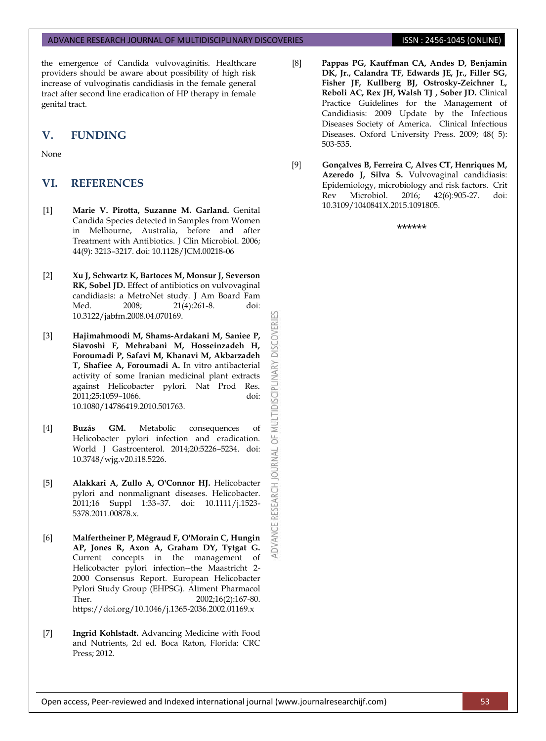the emergence of Candida vulvovaginitis. Healthcare providers should be aware about possibility of high risk increase of vulvoginatis candidiasis in the female general tract after second line eradication of HP therapy in female genital tract.

## V. FUNDING

None

## VI. REFERENCES

[1] **Marie V. Pirotta, Suzanne M. Garland.** Genital Candida Species detected in Samples from Women in Melbourne, Australia, before and after Treatment with Antibiotics. J Clin Microbiol. 2006; 44(9): 3213–3217. doi: 10.1128/JCM.00218-06

[2] **Xu J, Schwartz K, Bartoces M, Monsur J, Severson RK, Sobel JD.** Effect of antibiotics on vulvovaginal candidiasis: a MetroNet study. J Am Board Fam Med. 2008; 21(4):261-8. doi: 10.3122/jabfm.2008.04.070169.

[3] **Hajimahmoodi M, Shams-Ardakani M, Saniee P, Siavoshi F, Mehrabani M, Hosseinzadeh H, Foroumadi P, Safavi M, Khanavi M, Akbarzadeh T, Shafiee A, Foroumadi A.** In vitro antibacterial activity of some Iranian medicinal plant extracts against Helicobacter pylori. Nat Prod Res. 2011;25:1059–1066. doi: 10.1080/14786419.2010.501763.

[4] **Buzás GM.** Metabolic consequences of Helicobacter pylori infection and eradication. World J Gastroenterol. 2014;20:5226–5234. doi: 10.3748/wjg.v20.i18.5226.

[5] **Alakkari A, Zullo A, O'Connor HJ.** Helicobacter pylori and nonmalignant diseases. Helicobacter. 2011;16 Suppl 1:33–37. doi: 10.1111/j.1523-5378.2011.00878.x.

[6] **Malfertheiner P, Mégraud F, O'Morain C, Hungin AP, Jones R, Axon A, Graham DY, Tytgat G.** Current concepts in the management of Helicobacter pylori infection--the Maastricht 2-2000 Consensus Report. European Helicobacter Pylori Study Group (EHPSG). Aliment Pharmacol Ther. 2002;16(2):167-80. https://doi.org/10.1046/j.1365-2036.2002.01169.x

[7] **Ingrid Kohlstadt.** Advancing Medicine with Food and Nutrients, 2d ed. Boca Raton, Florida: CRC Press; 2012.

[8] **Pappas PG, Kauffman CA, Andes D, Benjamin DK, Jr., Calandra TF, Edwards JE, Jr., Filler SG, Fisher JF, Kullberg BJ, Ostrosky-Zeichner L, Reboli AC, Rex JH, Walsh TJ , Sober JD.** Clinical Practice Guidelines for the Management of Candidiasis: 2009 Update by the Infectious Diseases Society of America. Clinical Infectious Diseases. Oxford University Press. 2009; 48( 5): 503-535.

[9] **Gonçalves B, Ferreira C, Alves CT, Henriques M, Azeredo J, Silva S.** Vulvovaginal candidiasis: Epidemiology, microbiology and risk factors. Crit Rev Microbiol. 2016; 42(6):905-27. doi: 10.3109/1040841X.2015.1091805.

******